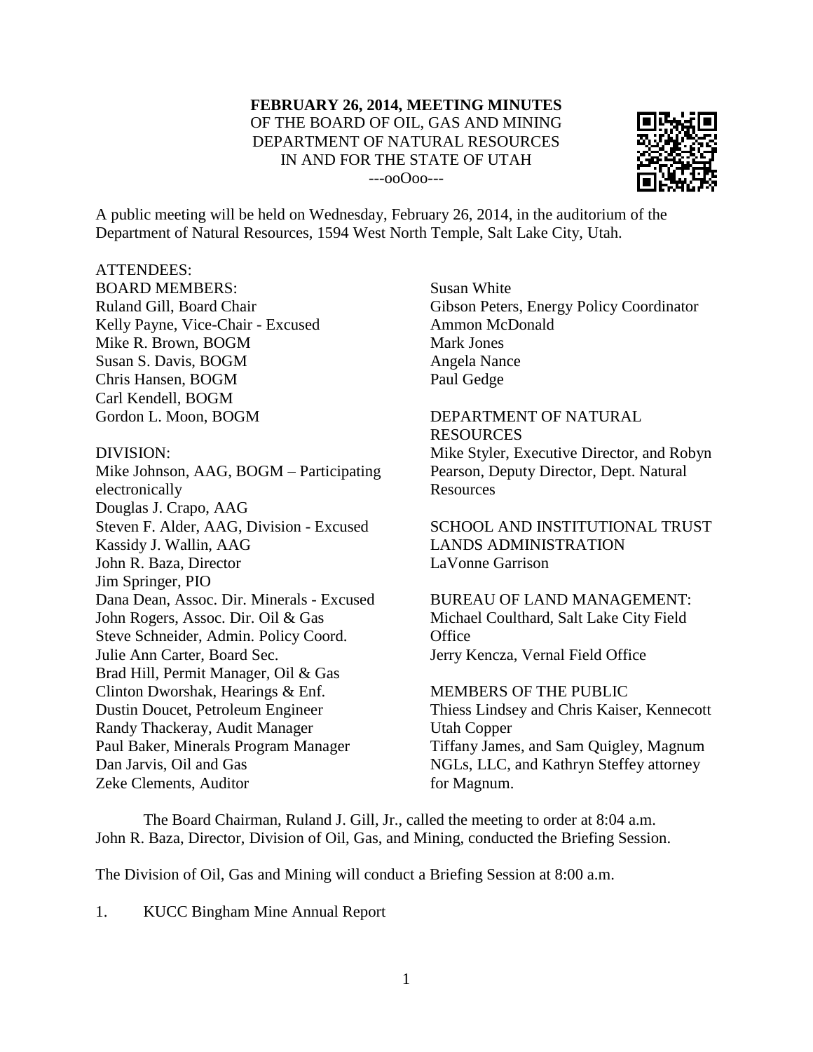**FEBRUARY 26, 2014, MEETING MINUTES**
OF THE BOARD OF OIL, GAS AND MINING
DEPARTMENT OF NATURAL RESOURCES
IN AND FOR THE STATE OF UTAH
---ooOoo---

A public meeting will be held on Wednesday, February 26, 2014, in the auditorium of the Department of Natural Resources, 1594 West North Temple, Salt Lake City, Utah.

ATTENDEES:

BOARD MEMBERS:
Ruland Gill, Board Chair
Kelly Payne, Vice-Chair - Excused
Mike R. Brown, BOGM
Susan S. Davis, BOGM
Chris Hansen, BOGM
Carl Kendell, BOGM
Gordon L. Moon, BOGM

DIVISION:
Mike Johnson, AAG, BOGM – Participating electronically
Douglas J. Crapo, AAG
Steven F. Alder, AAG, Division - Excused
Kassidy J. Wallin, AAG
John R. Baza, Director
Jim Springer, PIO
Dana Dean, Assoc. Dir. Minerals - Excused
John Rogers, Assoc. Dir. Oil & Gas
Steve Schneider, Admin. Policy Coord.
Julie Ann Carter, Board Sec.
Brad Hill, Permit Manager, Oil & Gas
Clinton Dworshak, Hearings & Enf.
Dustin Doucet, Petroleum Engineer
Randy Thackeray, Audit Manager
Paul Baker, Minerals Program Manager
Dan Jarvis, Oil and Gas
Zeke Clements, Auditor
Susan White
Gibson Peters, Energy Policy Coordinator
Ammon McDonald
Mark Jones
Angela Nance
Paul Gedge

DEPARTMENT OF NATURAL RESOURCES
Mike Styler, Executive Director, and Robyn Pearson, Deputy Director, Dept. Natural Resources

SCHOOL AND INSTITUTIONAL TRUST LANDS ADMINISTRATION
LaVonne Garrison

BUREAU OF LAND MANAGEMENT:
Michael Coulthard, Salt Lake City Field Office
Jerry Kencza, Vernal Field Office

MEMBERS OF THE PUBLIC
Thiess Lindsey and Chris Kaiser, Kennecott Utah Copper
Tiffany James, and Sam Quigley, Magnum NGLs, LLC, and Kathryn Steffey attorney for Magnum.

The Board Chairman, Ruland J. Gill, Jr., called the meeting to order at 8:04 a.m. John R. Baza, Director, Division of Oil, Gas, and Mining, conducted the Briefing Session.

The Division of Oil, Gas and Mining will conduct a Briefing Session at 8:00 a.m.

1. KUCC Bingham Mine Annual Report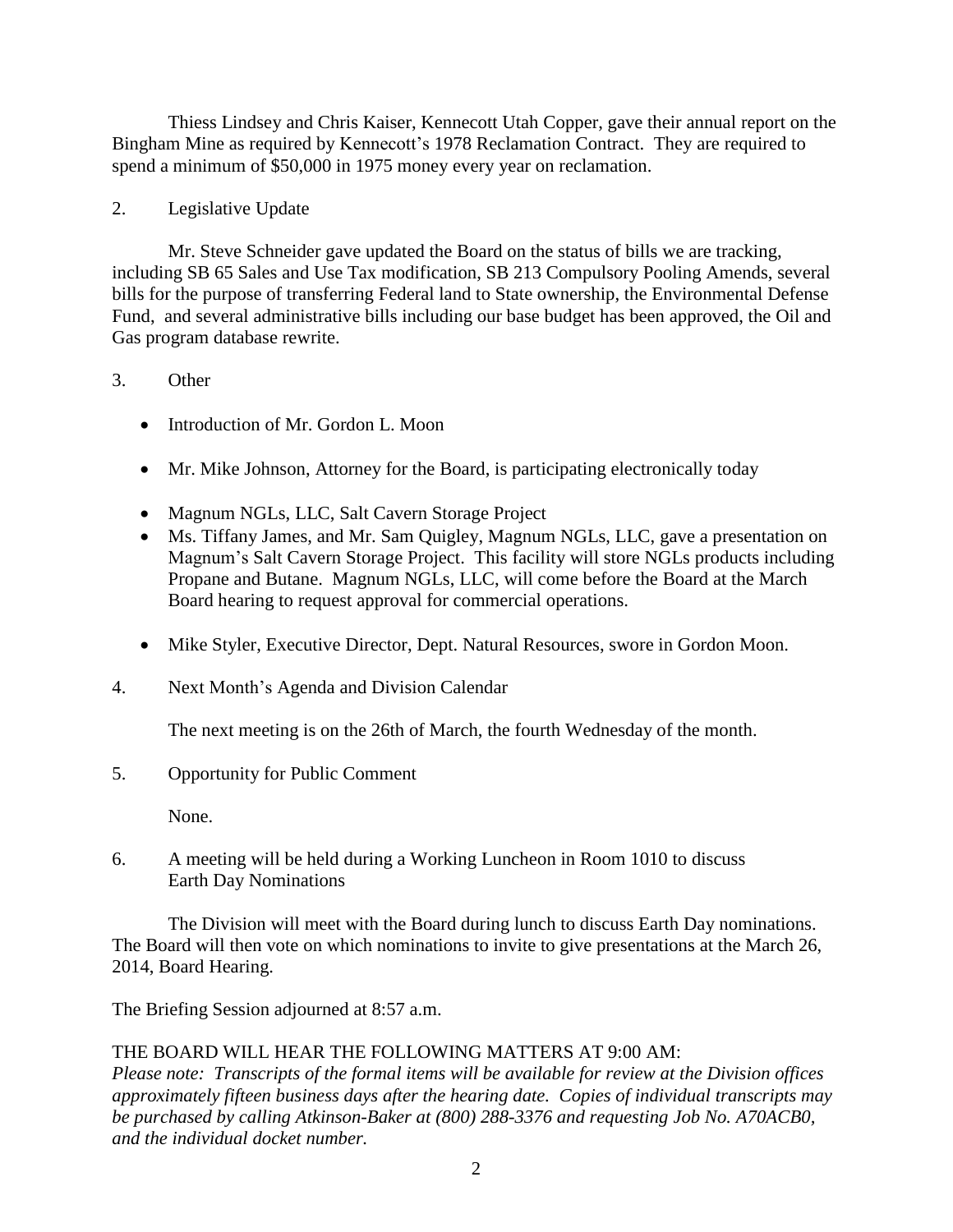Thiess Lindsey and Chris Kaiser, Kennecott Utah Copper, gave their annual report on the Bingham Mine as required by Kennecott's 1978 Reclamation Contract. They are required to spend a minimum of $50,000 in 1975 money every year on reclamation.

2. Legislative Update

Mr. Steve Schneider gave updated the Board on the status of bills we are tracking, including SB 65 Sales and Use Tax modification, SB 213 Compulsory Pooling Amends, several bills for the purpose of transferring Federal land to State ownership, the Environmental Defense Fund, and several administrative bills including our base budget has been approved, the Oil and Gas program database rewrite.

3. Other

- Introduction of Mr. Gordon L. Moon
- Mr. Mike Johnson, Attorney for the Board, is participating electronically today
- Magnum NGLs, LLC, Salt Cavern Storage Project
- Ms. Tiffany James, and Mr. Sam Quigley, Magnum NGLs, LLC, gave a presentation on Magnum's Salt Cavern Storage Project. This facility will store NGLs products including Propane and Butane. Magnum NGLs, LLC, will come before the Board at the March Board hearing to request approval for commercial operations.
- Mike Styler, Executive Director, Dept. Natural Resources, swore in Gordon Moon.

4. Next Month's Agenda and Division Calendar

The next meeting is on the 26th of March, the fourth Wednesday of the month.

5. Opportunity for Public Comment

None.

6. A meeting will be held during a Working Luncheon in Room 1010 to discuss Earth Day Nominations

The Division will meet with the Board during lunch to discuss Earth Day nominations. The Board will then vote on which nominations to invite to give presentations at the March 26, 2014, Board Hearing.

The Briefing Session adjourned at 8:57 a.m.

THE BOARD WILL HEAR THE FOLLOWING MATTERS AT 9:00 AM:
*Please note: Transcripts of the formal items will be available for review at the Division offices approximately fifteen business days after the hearing date. Copies of individual transcripts may be purchased by calling Atkinson-Baker at (800) 288-3376 and requesting Job No. A70ACB0, and the individual docket number.*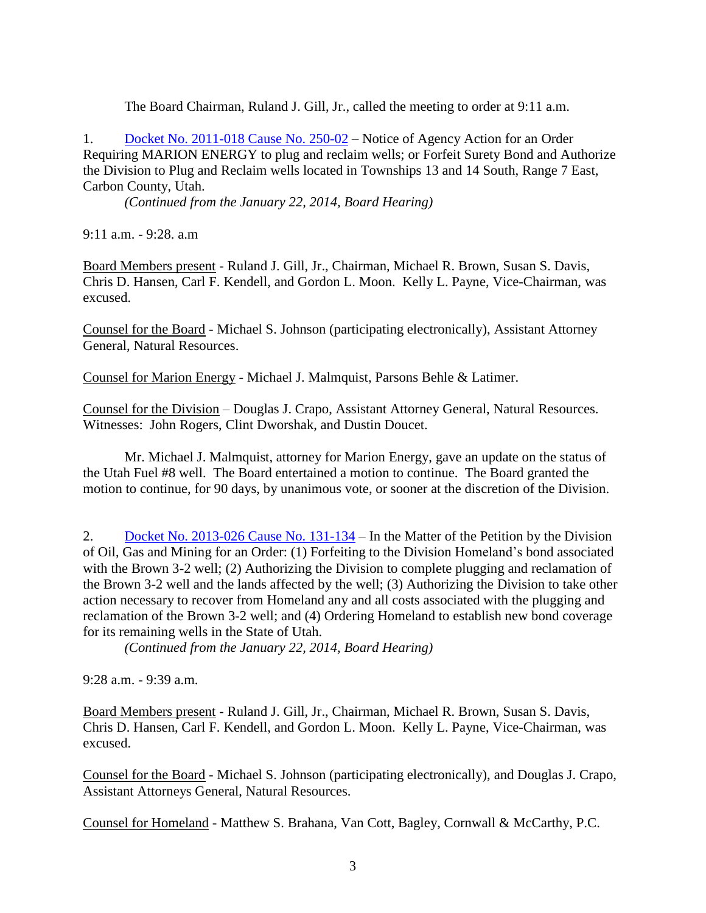The Board Chairman, Ruland J. Gill, Jr., called the meeting to order at 9:11 a.m.

1. Docket No. 2011-018 Cause No. 250-02 – Notice of Agency Action for an Order Requiring MARION ENERGY to plug and reclaim wells; or Forfeit Surety Bond and Authorize the Division to Plug and Reclaim wells located in Townships 13 and 14 South, Range 7 East, Carbon County, Utah.

*(Continued from the January 22, 2014, Board Hearing)*

9:11 a.m. - 9:28. a.m

Board Members present - Ruland J. Gill, Jr., Chairman, Michael R. Brown, Susan S. Davis, Chris D. Hansen, Carl F. Kendell, and Gordon L. Moon. Kelly L. Payne, Vice-Chairman, was excused.

Counsel for the Board - Michael S. Johnson (participating electronically), Assistant Attorney General, Natural Resources.

Counsel for Marion Energy - Michael J. Malmquist, Parsons Behle & Latimer.

Counsel for the Division – Douglas J. Crapo, Assistant Attorney General, Natural Resources. Witnesses: John Rogers, Clint Dworshak, and Dustin Doucet.

Mr. Michael J. Malmquist, attorney for Marion Energy, gave an update on the status of the Utah Fuel #8 well. The Board entertained a motion to continue. The Board granted the motion to continue, for 90 days, by unanimous vote, or sooner at the discretion of the Division.

2. Docket No. 2013-026 Cause No. 131-134 – In the Matter of the Petition by the Division of Oil, Gas and Mining for an Order: (1) Forfeiting to the Division Homeland's bond associated with the Brown 3-2 well; (2) Authorizing the Division to complete plugging and reclamation of the Brown 3-2 well and the lands affected by the well; (3) Authorizing the Division to take other action necessary to recover from Homeland any and all costs associated with the plugging and reclamation of the Brown 3-2 well; and (4) Ordering Homeland to establish new bond coverage for its remaining wells in the State of Utah.

*(Continued from the January 22, 2014, Board Hearing)*

9:28 a.m. - 9:39 a.m.

Board Members present - Ruland J. Gill, Jr., Chairman, Michael R. Brown, Susan S. Davis, Chris D. Hansen, Carl F. Kendell, and Gordon L. Moon. Kelly L. Payne, Vice-Chairman, was excused.

Counsel for the Board - Michael S. Johnson (participating electronically), and Douglas J. Crapo, Assistant Attorneys General, Natural Resources.

Counsel for Homeland - Matthew S. Brahana, Van Cott, Bagley, Cornwall & McCarthy, P.C.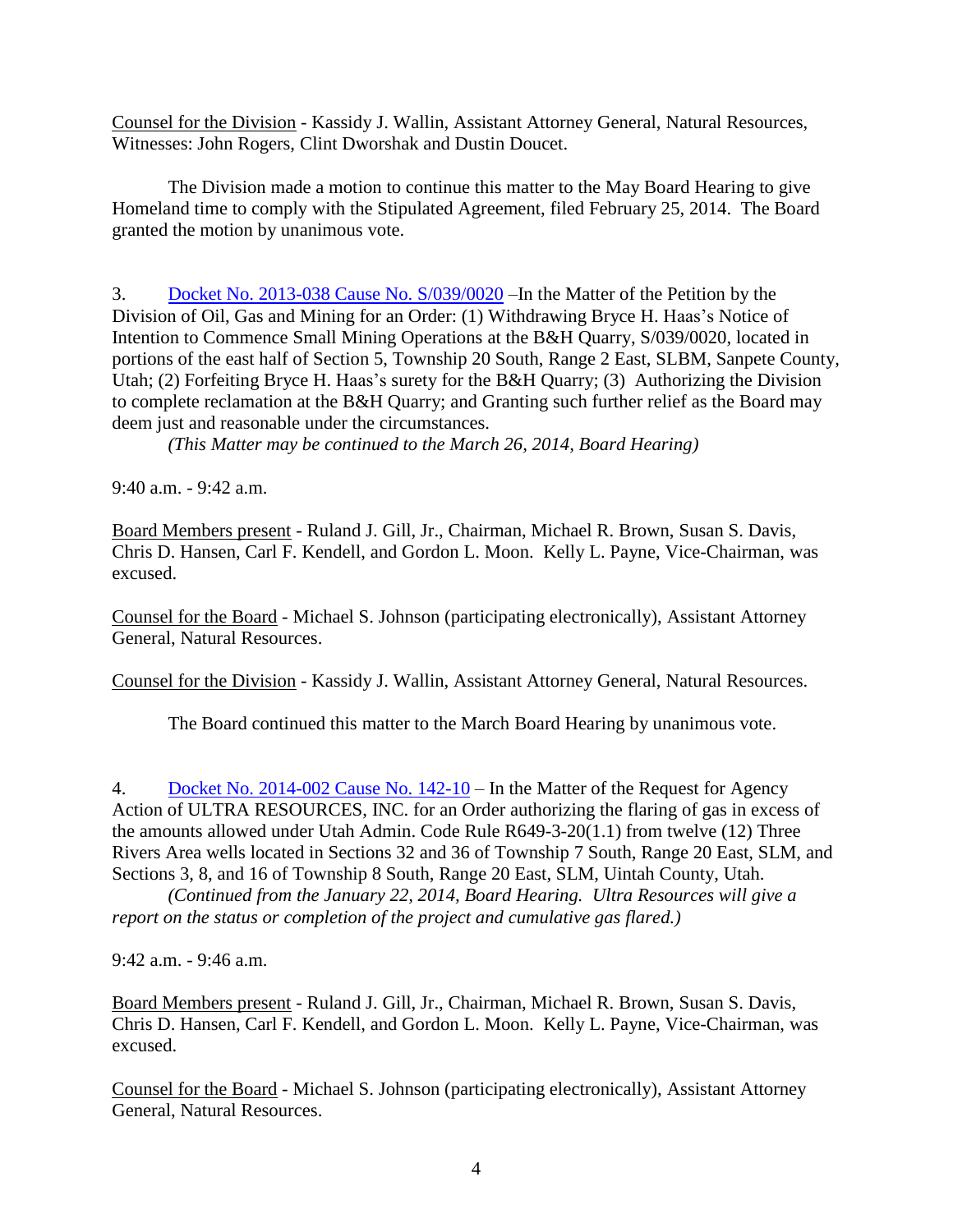Counsel for the Division - Kassidy J. Wallin, Assistant Attorney General, Natural Resources, Witnesses: John Rogers, Clint Dworshak and Dustin Doucet.

The Division made a motion to continue this matter to the May Board Hearing to give Homeland time to comply with the Stipulated Agreement, filed February 25, 2014. The Board granted the motion by unanimous vote.

3. Docket No. 2013-038 Cause No. S/039/0020 –In the Matter of the Petition by the Division of Oil, Gas and Mining for an Order: (1) Withdrawing Bryce H. Haas's Notice of Intention to Commence Small Mining Operations at the B&H Quarry, S/039/0020, located in portions of the east half of Section 5, Township 20 South, Range 2 East, SLBM, Sanpete County, Utah; (2) Forfeiting Bryce H. Haas's surety for the B&H Quarry; (3) Authorizing the Division to complete reclamation at the B&H Quarry; and Granting such further relief as the Board may deem just and reasonable under the circumstances.

*(This Matter may be continued to the March 26, 2014, Board Hearing)*

9:40 a.m. - 9:42 a.m.

Board Members present - Ruland J. Gill, Jr., Chairman, Michael R. Brown, Susan S. Davis, Chris D. Hansen, Carl F. Kendell, and Gordon L. Moon. Kelly L. Payne, Vice-Chairman, was excused.

Counsel for the Board - Michael S. Johnson (participating electronically), Assistant Attorney General, Natural Resources.

Counsel for the Division - Kassidy J. Wallin, Assistant Attorney General, Natural Resources.

The Board continued this matter to the March Board Hearing by unanimous vote.

4. Docket No. 2014-002 Cause No. 142-10 – In the Matter of the Request for Agency Action of ULTRA RESOURCES, INC. for an Order authorizing the flaring of gas in excess of the amounts allowed under Utah Admin. Code Rule R649-3-20(1.1) from twelve (12) Three Rivers Area wells located in Sections 32 and 36 of Township 7 South, Range 20 East, SLM, and Sections 3, 8, and 16 of Township 8 South, Range 20 East, SLM, Uintah County, Utah.

*(Continued from the January 22, 2014, Board Hearing. Ultra Resources will give a report on the status or completion of the project and cumulative gas flared.)*

9:42 a.m. - 9:46 a.m.

Board Members present - Ruland J. Gill, Jr., Chairman, Michael R. Brown, Susan S. Davis, Chris D. Hansen, Carl F. Kendell, and Gordon L. Moon. Kelly L. Payne, Vice-Chairman, was excused.

Counsel for the Board - Michael S. Johnson (participating electronically), Assistant Attorney General, Natural Resources.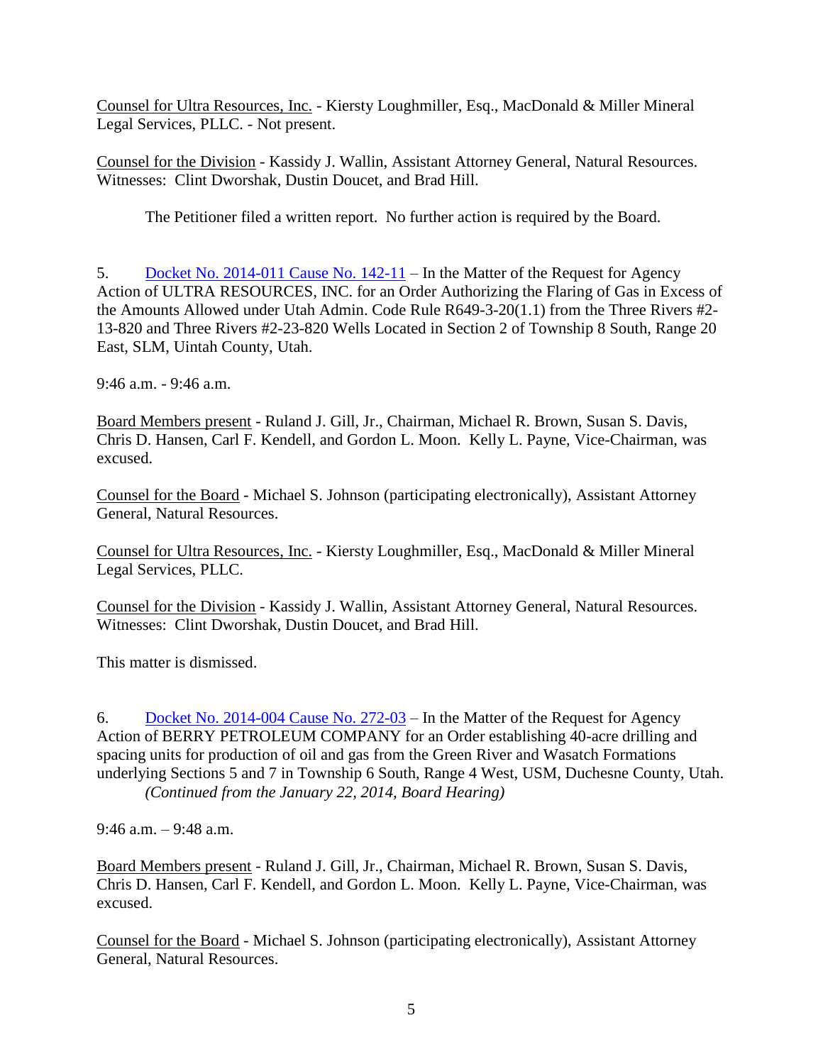Counsel for Ultra Resources, Inc. - Kiersty Loughmiller, Esq., MacDonald & Miller Mineral Legal Services, PLLC. - Not present.

Counsel for the Division - Kassidy J. Wallin, Assistant Attorney General, Natural Resources. Witnesses: Clint Dworshak, Dustin Doucet, and Brad Hill.

The Petitioner filed a written report. No further action is required by the Board.

5. Docket No. 2014-011 Cause No. 142-11 – In the Matter of the Request for Agency Action of ULTRA RESOURCES, INC. for an Order Authorizing the Flaring of Gas in Excess of the Amounts Allowed under Utah Admin. Code Rule R649-3-20(1.1) from the Three Rivers #2-13-820 and Three Rivers #2-23-820 Wells Located in Section 2 of Township 8 South, Range 20 East, SLM, Uintah County, Utah.

9:46 a.m. - 9:46 a.m.

Board Members present - Ruland J. Gill, Jr., Chairman, Michael R. Brown, Susan S. Davis, Chris D. Hansen, Carl F. Kendell, and Gordon L. Moon. Kelly L. Payne, Vice-Chairman, was excused.

Counsel for the Board - Michael S. Johnson (participating electronically), Assistant Attorney General, Natural Resources.

Counsel for Ultra Resources, Inc. - Kiersty Loughmiller, Esq., MacDonald & Miller Mineral Legal Services, PLLC.

Counsel for the Division - Kassidy J. Wallin, Assistant Attorney General, Natural Resources. Witnesses: Clint Dworshak, Dustin Doucet, and Brad Hill.

This matter is dismissed.

6. Docket No. 2014-004 Cause No. 272-03 – In the Matter of the Request for Agency Action of BERRY PETROLEUM COMPANY for an Order establishing 40-acre drilling and spacing units for production of oil and gas from the Green River and Wasatch Formations underlying Sections 5 and 7 in Township 6 South, Range 4 West, USM, Duchesne County, Utah. *(Continued from the January 22, 2014, Board Hearing)*

9:46 a.m. – 9:48 a.m.

Board Members present - Ruland J. Gill, Jr., Chairman, Michael R. Brown, Susan S. Davis, Chris D. Hansen, Carl F. Kendell, and Gordon L. Moon. Kelly L. Payne, Vice-Chairman, was excused.

Counsel for the Board - Michael S. Johnson (participating electronically), Assistant Attorney General, Natural Resources.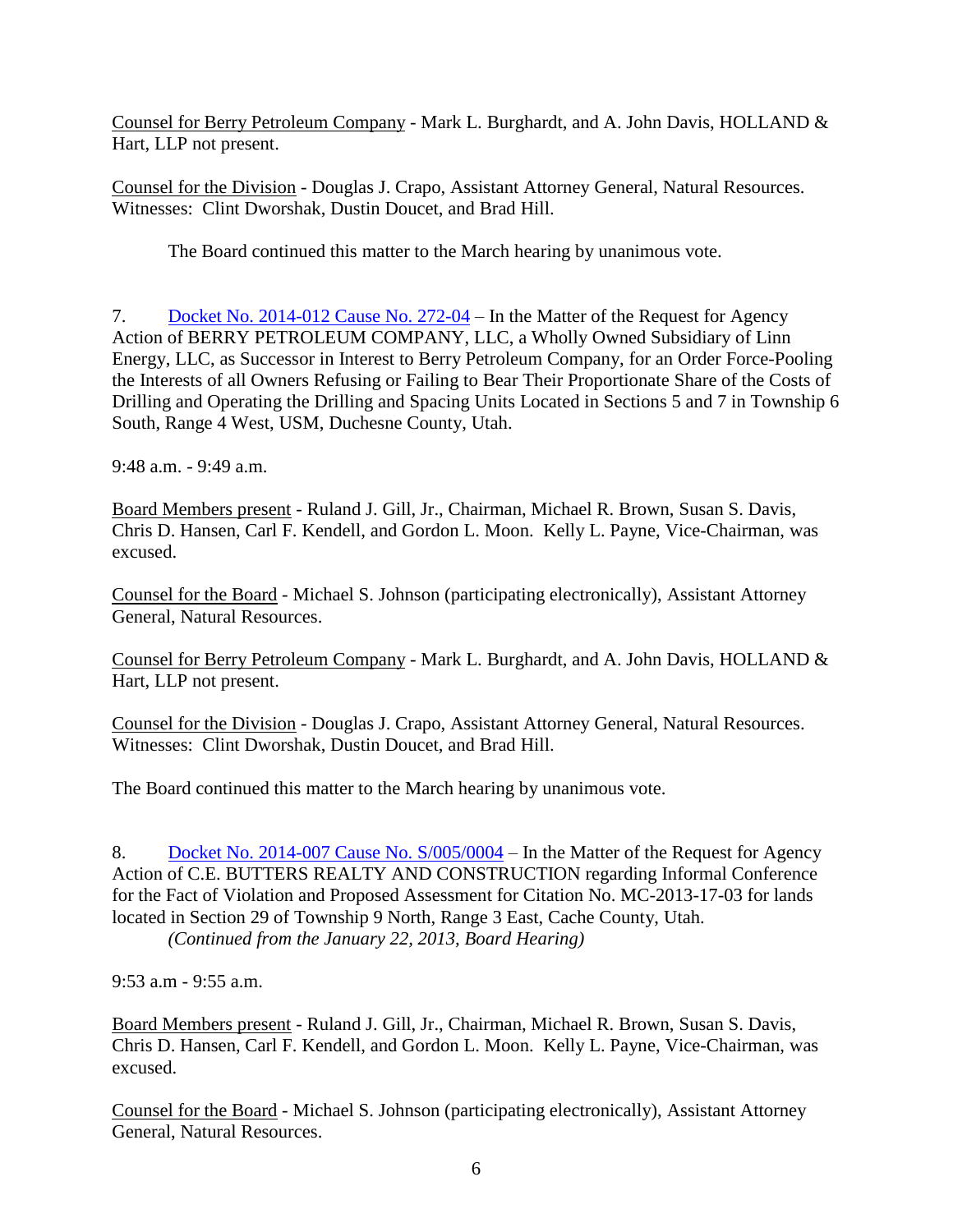Counsel for Berry Petroleum Company - Mark L. Burghardt, and A. John Davis, HOLLAND & Hart, LLP not present.

Counsel for the Division - Douglas J. Crapo, Assistant Attorney General, Natural Resources. Witnesses: Clint Dworshak, Dustin Doucet, and Brad Hill.

The Board continued this matter to the March hearing by unanimous vote.

7. Docket No. 2014-012 Cause No. 272-04 – In the Matter of the Request for Agency Action of BERRY PETROLEUM COMPANY, LLC, a Wholly Owned Subsidiary of Linn Energy, LLC, as Successor in Interest to Berry Petroleum Company, for an Order Force-Pooling the Interests of all Owners Refusing or Failing to Bear Their Proportionate Share of the Costs of Drilling and Operating the Drilling and Spacing Units Located in Sections 5 and 7 in Township 6 South, Range 4 West, USM, Duchesne County, Utah.

9:48 a.m. - 9:49 a.m.

Board Members present - Ruland J. Gill, Jr., Chairman, Michael R. Brown, Susan S. Davis, Chris D. Hansen, Carl F. Kendell, and Gordon L. Moon. Kelly L. Payne, Vice-Chairman, was excused.

Counsel for the Board - Michael S. Johnson (participating electronically), Assistant Attorney General, Natural Resources.

Counsel for Berry Petroleum Company - Mark L. Burghardt, and A. John Davis, HOLLAND & Hart, LLP not present.

Counsel for the Division - Douglas J. Crapo, Assistant Attorney General, Natural Resources. Witnesses: Clint Dworshak, Dustin Doucet, and Brad Hill.

The Board continued this matter to the March hearing by unanimous vote.

8. Docket No. 2014-007 Cause No. S/005/0004 – In the Matter of the Request for Agency Action of C.E. BUTTERS REALTY AND CONSTRUCTION regarding Informal Conference for the Fact of Violation and Proposed Assessment for Citation No. MC-2013-17-03 for lands located in Section 29 of Township 9 North, Range 3 East, Cache County, Utah.
*(Continued from the January 22, 2013, Board Hearing)*

9:53 a.m - 9:55 a.m.

Board Members present - Ruland J. Gill, Jr., Chairman, Michael R. Brown, Susan S. Davis, Chris D. Hansen, Carl F. Kendell, and Gordon L. Moon. Kelly L. Payne, Vice-Chairman, was excused.

Counsel for the Board - Michael S. Johnson (participating electronically), Assistant Attorney General, Natural Resources.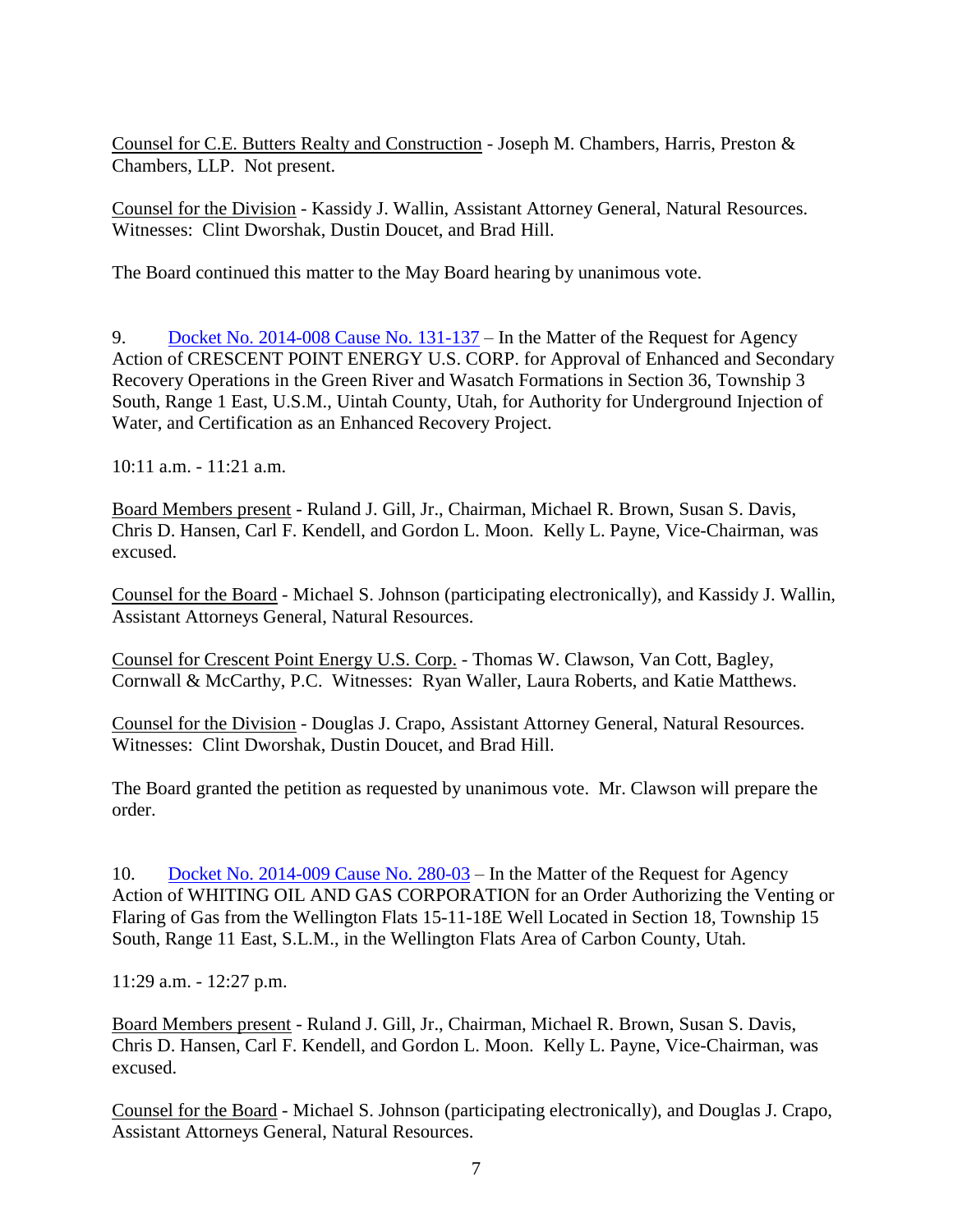Counsel for C.E. Butters Realty and Construction - Joseph M. Chambers, Harris, Preston & Chambers, LLP. Not present.

Counsel for the Division - Kassidy J. Wallin, Assistant Attorney General, Natural Resources. Witnesses: Clint Dworshak, Dustin Doucet, and Brad Hill.

The Board continued this matter to the May Board hearing by unanimous vote.

9. Docket No. 2014-008 Cause No. 131-137 – In the Matter of the Request for Agency Action of CRESCENT POINT ENERGY U.S. CORP. for Approval of Enhanced and Secondary Recovery Operations in the Green River and Wasatch Formations in Section 36, Township 3 South, Range 1 East, U.S.M., Uintah County, Utah, for Authority for Underground Injection of Water, and Certification as an Enhanced Recovery Project.

10:11 a.m. - 11:21 a.m.

Board Members present - Ruland J. Gill, Jr., Chairman, Michael R. Brown, Susan S. Davis, Chris D. Hansen, Carl F. Kendell, and Gordon L. Moon. Kelly L. Payne, Vice-Chairman, was excused.

Counsel for the Board - Michael S. Johnson (participating electronically), and Kassidy J. Wallin, Assistant Attorneys General, Natural Resources.

Counsel for Crescent Point Energy U.S. Corp. - Thomas W. Clawson, Van Cott, Bagley, Cornwall & McCarthy, P.C. Witnesses: Ryan Waller, Laura Roberts, and Katie Matthews.

Counsel for the Division - Douglas J. Crapo, Assistant Attorney General, Natural Resources. Witnesses: Clint Dworshak, Dustin Doucet, and Brad Hill.

The Board granted the petition as requested by unanimous vote. Mr. Clawson will prepare the order.

10. Docket No. 2014-009 Cause No. 280-03 – In the Matter of the Request for Agency Action of WHITING OIL AND GAS CORPORATION for an Order Authorizing the Venting or Flaring of Gas from the Wellington Flats 15-11-18E Well Located in Section 18, Township 15 South, Range 11 East, S.L.M., in the Wellington Flats Area of Carbon County, Utah.

11:29 a.m. - 12:27 p.m.

Board Members present - Ruland J. Gill, Jr., Chairman, Michael R. Brown, Susan S. Davis, Chris D. Hansen, Carl F. Kendell, and Gordon L. Moon. Kelly L. Payne, Vice-Chairman, was excused.

Counsel for the Board - Michael S. Johnson (participating electronically), and Douglas J. Crapo, Assistant Attorneys General, Natural Resources.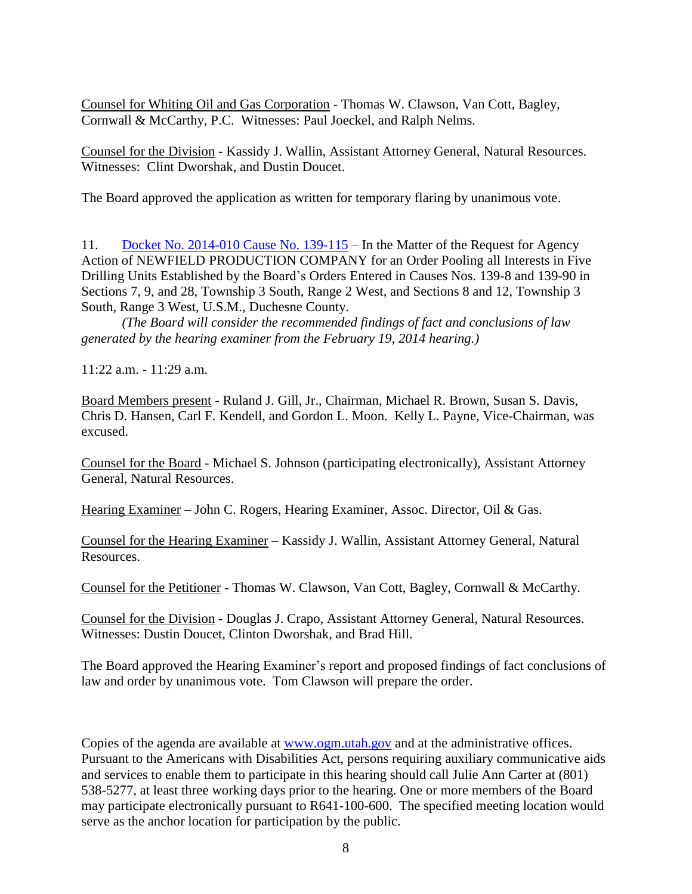Counsel for Whiting Oil and Gas Corporation - Thomas W. Clawson, Van Cott, Bagley, Cornwall & McCarthy, P.C. Witnesses: Paul Joeckel, and Ralph Nelms.

Counsel for the Division - Kassidy J. Wallin, Assistant Attorney General, Natural Resources. Witnesses: Clint Dworshak, and Dustin Doucet.

The Board approved the application as written for temporary flaring by unanimous vote.

11. [Docket No. 2014-010 Cause No. 139-115](#) – In the Matter of the Request for Agency Action of NEWFIELD PRODUCTION COMPANY for an Order Pooling all Interests in Five Drilling Units Established by the Board's Orders Entered in Causes Nos. 139-8 and 139-90 in Sections 7, 9, and 28, Township 3 South, Range 2 West, and Sections 8 and 12, Township 3 South, Range 3 West, U.S.M., Duchesne County.

*(The Board will consider the recommended findings of fact and conclusions of law generated by the hearing examiner from the February 19, 2014 hearing.)*

11:22 a.m. - 11:29 a.m.

Board Members present - Ruland J. Gill, Jr., Chairman, Michael R. Brown, Susan S. Davis, Chris D. Hansen, Carl F. Kendell, and Gordon L. Moon. Kelly L. Payne, Vice-Chairman, was excused.

Counsel for the Board - Michael S. Johnson (participating electronically), Assistant Attorney General, Natural Resources.

Hearing Examiner – John C. Rogers, Hearing Examiner, Assoc. Director, Oil & Gas.

Counsel for the Hearing Examiner – Kassidy J. Wallin, Assistant Attorney General, Natural Resources.

Counsel for the Petitioner - Thomas W. Clawson, Van Cott, Bagley, Cornwall & McCarthy.

Counsel for the Division - Douglas J. Crapo, Assistant Attorney General, Natural Resources. Witnesses: Dustin Doucet, Clinton Dworshak, and Brad Hill.

The Board approved the Hearing Examiner's report and proposed findings of fact conclusions of law and order by unanimous vote. Tom Clawson will prepare the order.

Copies of the agenda are available at [www.ogm.utah.gov](http://www.ogm.utah.gov) and at the administrative offices. Pursuant to the Americans with Disabilities Act, persons requiring auxiliary communicative aids and services to enable them to participate in this hearing should call Julie Ann Carter at (801) 538-5277, at least three working days prior to the hearing. One or more members of the Board may participate electronically pursuant to R641-100-600. The specified meeting location would serve as the anchor location for participation by the public.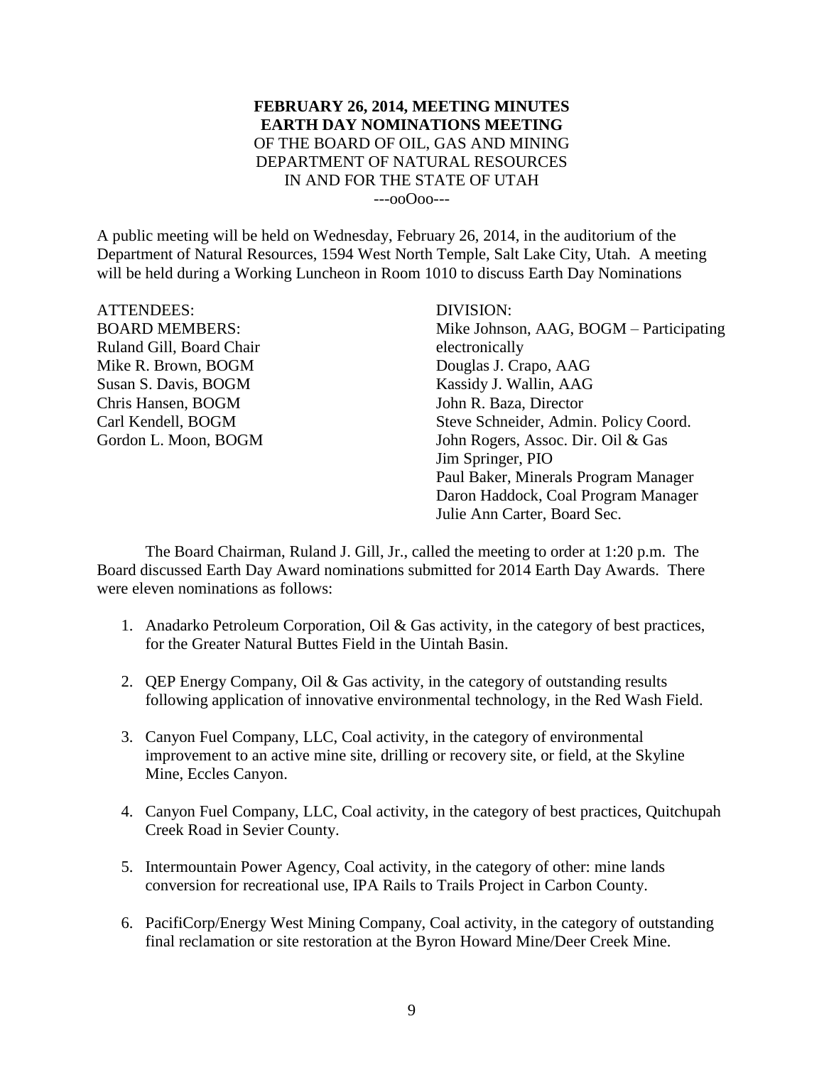**FEBRUARY 26, 2014, MEETING MINUTES**
**EARTH DAY NOMINATIONS MEETING**
OF THE BOARD OF OIL, GAS AND MINING
DEPARTMENT OF NATURAL RESOURCES
IN AND FOR THE STATE OF UTAH
---ooOoo---

A public meeting will be held on Wednesday, February 26, 2014, in the auditorium of the Department of Natural Resources, 1594 West North Temple, Salt Lake City, Utah. A meeting will be held during a Working Luncheon in Room 1010 to discuss Earth Day Nominations

ATTENDEES:
BOARD MEMBERS:
Ruland Gill, Board Chair
Mike R. Brown, BOGM
Susan S. Davis, BOGM
Chris Hansen, BOGM
Carl Kendell, BOGM
Gordon L. Moon, BOGM

DIVISION:
Mike Johnson, AAG, BOGM – Participating electronically
Douglas J. Crapo, AAG
Kassidy J. Wallin, AAG
John R. Baza, Director
Steve Schneider, Admin. Policy Coord.
John Rogers, Assoc. Dir. Oil & Gas
Jim Springer, PIO
Paul Baker, Minerals Program Manager
Daron Haddock, Coal Program Manager
Julie Ann Carter, Board Sec.

The Board Chairman, Ruland J. Gill, Jr., called the meeting to order at 1:20 p.m. The Board discussed Earth Day Award nominations submitted for 2014 Earth Day Awards. There were eleven nominations as follows:

1. Anadarko Petroleum Corporation, Oil & Gas activity, in the category of best practices, for the Greater Natural Buttes Field in the Uintah Basin.
2. QEP Energy Company, Oil & Gas activity, in the category of outstanding results following application of innovative environmental technology, in the Red Wash Field.
3. Canyon Fuel Company, LLC, Coal activity, in the category of environmental improvement to an active mine site, drilling or recovery site, or field, at the Skyline Mine, Eccles Canyon.
4. Canyon Fuel Company, LLC, Coal activity, in the category of best practices, Quitchupah Creek Road in Sevier County.
5. Intermountain Power Agency, Coal activity, in the category of other: mine lands conversion for recreational use, IPA Rails to Trails Project in Carbon County.
6. PacifiCorp/Energy West Mining Company, Coal activity, in the category of outstanding final reclamation or site restoration at the Byron Howard Mine/Deer Creek Mine.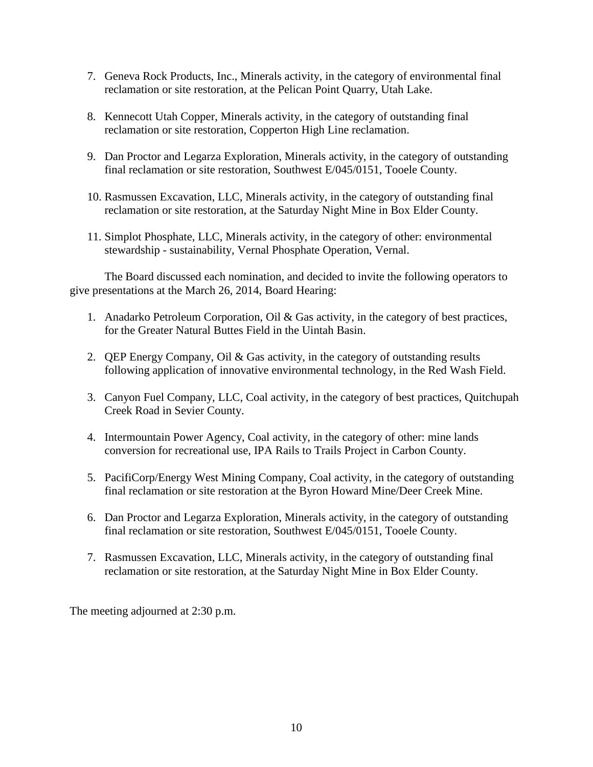7. Geneva Rock Products, Inc., Minerals activity, in the category of environmental final reclamation or site restoration, at the Pelican Point Quarry, Utah Lake.

8. Kennecott Utah Copper, Minerals activity, in the category of outstanding final reclamation or site restoration, Copperton High Line reclamation.

9. Dan Proctor and Legarza Exploration, Minerals activity, in the category of outstanding final reclamation or site restoration, Southwest E/045/0151, Tooele County.

10. Rasmussen Excavation, LLC, Minerals activity, in the category of outstanding final reclamation or site restoration, at the Saturday Night Mine in Box Elder County.

11. Simplot Phosphate, LLC, Minerals activity, in the category of other: environmental stewardship - sustainability, Vernal Phosphate Operation, Vernal.

The Board discussed each nomination, and decided to invite the following operators to give presentations at the March 26, 2014, Board Hearing:

1. Anadarko Petroleum Corporation, Oil & Gas activity, in the category of best practices, for the Greater Natural Buttes Field in the Uintah Basin.

2. QEP Energy Company, Oil & Gas activity, in the category of outstanding results following application of innovative environmental technology, in the Red Wash Field.

3. Canyon Fuel Company, LLC, Coal activity, in the category of best practices, Quitchupah Creek Road in Sevier County.

4. Intermountain Power Agency, Coal activity, in the category of other: mine lands conversion for recreational use, IPA Rails to Trails Project in Carbon County.

5. PacifiCorp/Energy West Mining Company, Coal activity, in the category of outstanding final reclamation or site restoration at the Byron Howard Mine/Deer Creek Mine.

6. Dan Proctor and Legarza Exploration, Minerals activity, in the category of outstanding final reclamation or site restoration, Southwest E/045/0151, Tooele County.

7. Rasmussen Excavation, LLC, Minerals activity, in the category of outstanding final reclamation or site restoration, at the Saturday Night Mine in Box Elder County.

The meeting adjourned at 2:30 p.m.